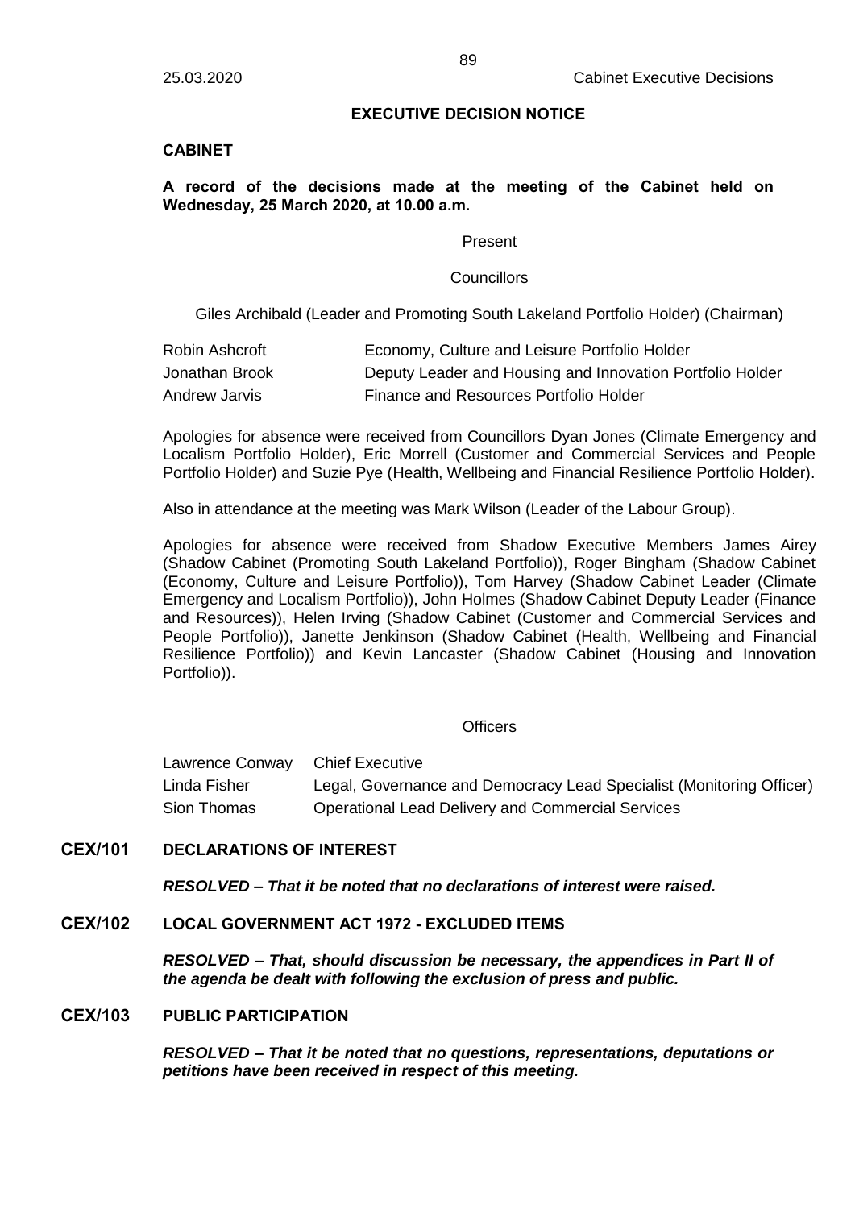# EXECUTIVE DECISION NOTICE

## CABINET

**A record of the decisions made at the meeting of the Cabinet held on Wednesday, 25 March 2020, at 10.00 a.m.**

Present

Councillors

Giles Archibald (Leader and Promoting South Lakeland Portfolio Holder) (Chairman)

| | |
|---|---|
| Robin Ashcroft | Economy, Culture and Leisure Portfolio Holder |
| Jonathan Brook | Deputy Leader and Housing and Innovation Portfolio Holder |
| Andrew Jarvis | Finance and Resources Portfolio Holder |

Apologies for absence were received from Councillors Dyan Jones (Climate Emergency and Localism Portfolio Holder), Eric Morrell (Customer and Commercial Services and People Portfolio Holder) and Suzie Pye (Health, Wellbeing and Financial Resilience Portfolio Holder).

Also in attendance at the meeting was Mark Wilson (Leader of the Labour Group).

Apologies for absence were received from Shadow Executive Members James Airey (Shadow Cabinet (Promoting South Lakeland Portfolio)), Roger Bingham (Shadow Cabinet (Economy, Culture and Leisure Portfolio)), Tom Harvey (Shadow Cabinet Leader (Climate Emergency and Localism Portfolio)), John Holmes (Shadow Cabinet Deputy Leader (Finance and Resources)), Helen Irving (Shadow Cabinet (Customer and Commercial Services and People Portfolio)), Janette Jenkinson (Shadow Cabinet (Health, Wellbeing and Financial Resilience Portfolio)) and Kevin Lancaster (Shadow Cabinet (Housing and Innovation Portfolio)).

Officers

| | |
|---|---|
| Lawrence Conway | Chief Executive |
| Linda Fisher | Legal, Governance and Democracy Lead Specialist (Monitoring Officer) |
| Sion Thomas | Operational Lead Delivery and Commercial Services |

## CEX/101 DECLARATIONS OF INTEREST

***RESOLVED – That it be noted that no declarations of interest were raised.***

## CEX/102 LOCAL GOVERNMENT ACT 1972 - EXCLUDED ITEMS

***RESOLVED – That, should discussion be necessary, the appendices in Part II of the agenda be dealt with following the exclusion of press and public.***

## CEX/103 PUBLIC PARTICIPATION

***RESOLVED – That it be noted that no questions, representations, deputations or petitions have been received in respect of this meeting.***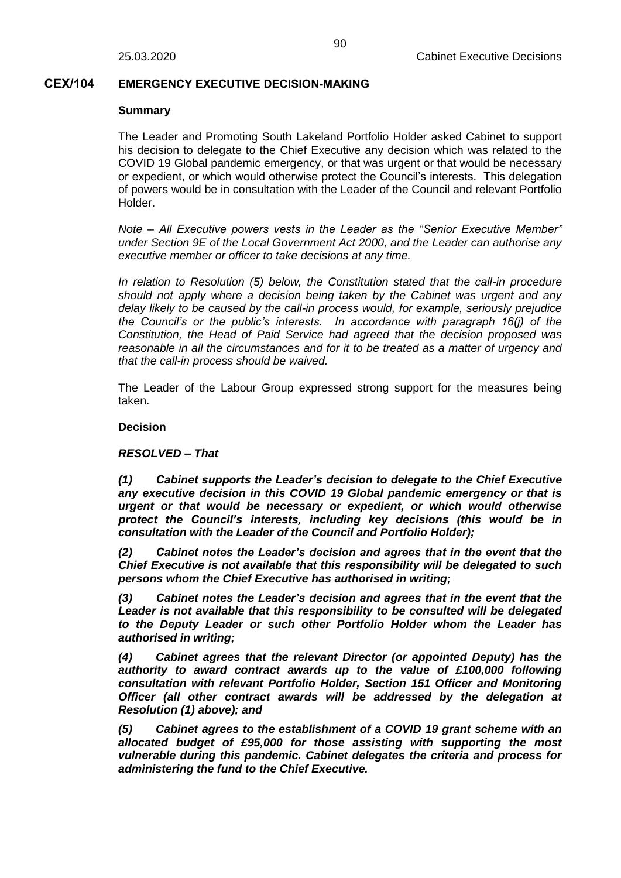## CEX/104 EMERGENCY EXECUTIVE DECISION-MAKING

**Summary**

The Leader and Promoting South Lakeland Portfolio Holder asked Cabinet to support his decision to delegate to the Chief Executive any decision which was related to the COVID 19 Global pandemic emergency, or that was urgent or that would be necessary or expedient, or which would otherwise protect the Council's interests. This delegation of powers would be in consultation with the Leader of the Council and relevant Portfolio Holder.

*Note – All Executive powers vests in the Leader as the "Senior Executive Member" under Section 9E of the Local Government Act 2000, and the Leader can authorise any executive member or officer to take decisions at any time.*

*In relation to Resolution (5) below, the Constitution stated that the call-in procedure should not apply where a decision being taken by the Cabinet was urgent and any delay likely to be caused by the call-in process would, for example, seriously prejudice the Council's or the public's interests. In accordance with paragraph 16(j) of the Constitution, the Head of Paid Service had agreed that the decision proposed was reasonable in all the circumstances and for it to be treated as a matter of urgency and that the call-in process should be waived.*

The Leader of the Labour Group expressed strong support for the measures being taken.

**Decision**

***RESOLVED – That***

***(1) Cabinet supports the Leader's decision to delegate to the Chief Executive any executive decision in this COVID 19 Global pandemic emergency or that is urgent or that would be necessary or expedient, or which would otherwise protect the Council's interests, including key decisions (this would be in consultation with the Leader of the Council and Portfolio Holder);***

***(2) Cabinet notes the Leader's decision and agrees that in the event that the Chief Executive is not available that this responsibility will be delegated to such persons whom the Chief Executive has authorised in writing;***

***(3) Cabinet notes the Leader's decision and agrees that in the event that the Leader is not available that this responsibility to be consulted will be delegated to the Deputy Leader or such other Portfolio Holder whom the Leader has authorised in writing;***

***(4) Cabinet agrees that the relevant Director (or appointed Deputy) has the authority to award contract awards up to the value of £100,000 following consultation with relevant Portfolio Holder, Section 151 Officer and Monitoring Officer (all other contract awards will be addressed by the delegation at Resolution (1) above); and***

***(5) Cabinet agrees to the establishment of a COVID 19 grant scheme with an allocated budget of £95,000 for those assisting with supporting the most vulnerable during this pandemic. Cabinet delegates the criteria and process for administering the fund to the Chief Executive.***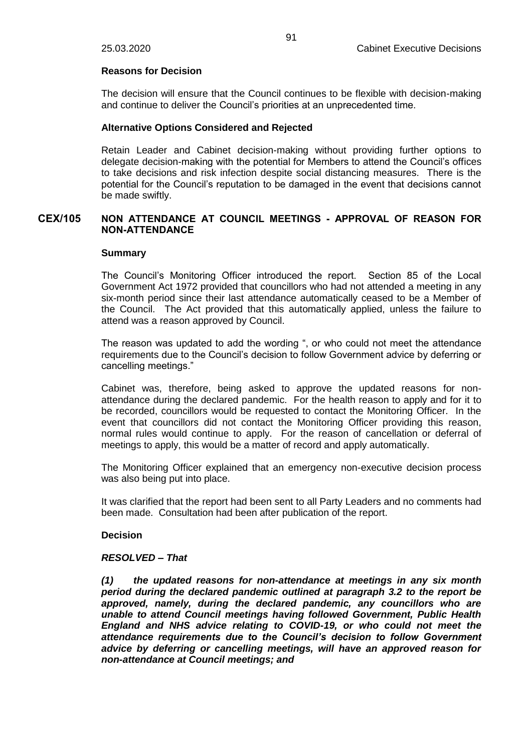**Reasons for Decision**

The decision will ensure that the Council continues to be flexible with decision-making and continue to deliver the Council's priorities at an unprecedented time.

**Alternative Options Considered and Rejected**

Retain Leader and Cabinet decision-making without providing further options to delegate decision-making with the potential for Members to attend the Council's offices to take decisions and risk infection despite social distancing measures. There is the potential for the Council's reputation to be damaged in the event that decisions cannot be made swiftly.

## CEX/105 NON ATTENDANCE AT COUNCIL MEETINGS - APPROVAL OF REASON FOR NON-ATTENDANCE

**Summary**

The Council's Monitoring Officer introduced the report. Section 85 of the Local Government Act 1972 provided that councillors who had not attended a meeting in any six-month period since their last attendance automatically ceased to be a Member of the Council. The Act provided that this automatically applied, unless the failure to attend was a reason approved by Council.

The reason was updated to add the wording ", or who could not meet the attendance requirements due to the Council's decision to follow Government advice by deferring or cancelling meetings."

Cabinet was, therefore, being asked to approve the updated reasons for non-attendance during the declared pandemic. For the health reason to apply and for it to be recorded, councillors would be requested to contact the Monitoring Officer. In the event that councillors did not contact the Monitoring Officer providing this reason, normal rules would continue to apply. For the reason of cancellation or deferral of meetings to apply, this would be a matter of record and apply automatically.

The Monitoring Officer explained that an emergency non-executive decision process was also being put into place.

It was clarified that the report had been sent to all Party Leaders and no comments had been made. Consultation had been after publication of the report.

**Decision**

***RESOLVED – That***

***(1) the updated reasons for non-attendance at meetings in any six month period during the declared pandemic outlined at paragraph 3.2 to the report be approved, namely, during the declared pandemic, any councillors who are unable to attend Council meetings having followed Government, Public Health England and NHS advice relating to COVID-19, or who could not meet the attendance requirements due to the Council's decision to follow Government advice by deferring or cancelling meetings, will have an approved reason for non-attendance at Council meetings; and***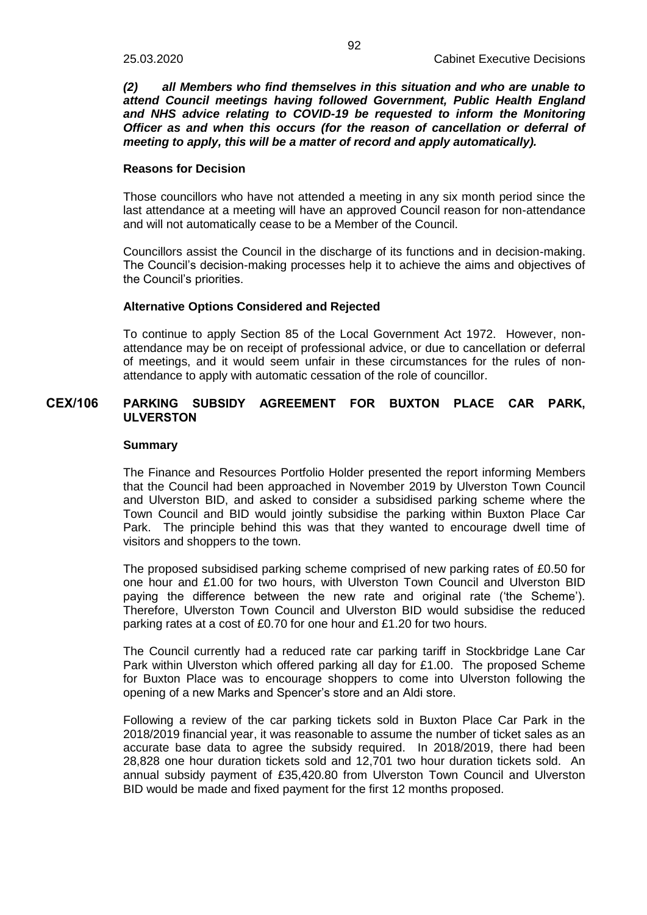***(2) all Members who find themselves in this situation and who are unable to attend Council meetings having followed Government, Public Health England and NHS advice relating to COVID-19 be requested to inform the Monitoring Officer as and when this occurs (for the reason of cancellation or deferral of meeting to apply, this will be a matter of record and apply automatically).***

**Reasons for Decision**

Those councillors who have not attended a meeting in any six month period since the last attendance at a meeting will have an approved Council reason for non-attendance and will not automatically cease to be a Member of the Council.

Councillors assist the Council in the discharge of its functions and in decision-making. The Council's decision-making processes help it to achieve the aims and objectives of the Council's priorities.

**Alternative Options Considered and Rejected**

To continue to apply Section 85 of the Local Government Act 1972. However, non-attendance may be on receipt of professional advice, or due to cancellation or deferral of meetings, and it would seem unfair in these circumstances for the rules of non-attendance to apply with automatic cessation of the role of councillor.

## CEX/106 PARKING SUBSIDY AGREEMENT FOR BUXTON PLACE CAR PARK, ULVERSTON

**Summary**

The Finance and Resources Portfolio Holder presented the report informing Members that the Council had been approached in November 2019 by Ulverston Town Council and Ulverston BID, and asked to consider a subsidised parking scheme where the Town Council and BID would jointly subsidise the parking within Buxton Place Car Park. The principle behind this was that they wanted to encourage dwell time of visitors and shoppers to the town.

The proposed subsidised parking scheme comprised of new parking rates of £0.50 for one hour and £1.00 for two hours, with Ulverston Town Council and Ulverston BID paying the difference between the new rate and original rate ('the Scheme'). Therefore, Ulverston Town Council and Ulverston BID would subsidise the reduced parking rates at a cost of £0.70 for one hour and £1.20 for two hours.

The Council currently had a reduced rate car parking tariff in Stockbridge Lane Car Park within Ulverston which offered parking all day for £1.00. The proposed Scheme for Buxton Place was to encourage shoppers to come into Ulverston following the opening of a new Marks and Spencer's store and an Aldi store.

Following a review of the car parking tickets sold in Buxton Place Car Park in the 2018/2019 financial year, it was reasonable to assume the number of ticket sales as an accurate base data to agree the subsidy required. In 2018/2019, there had been 28,828 one hour duration tickets sold and 12,701 two hour duration tickets sold. An annual subsidy payment of £35,420.80 from Ulverston Town Council and Ulverston BID would be made and fixed payment for the first 12 months proposed.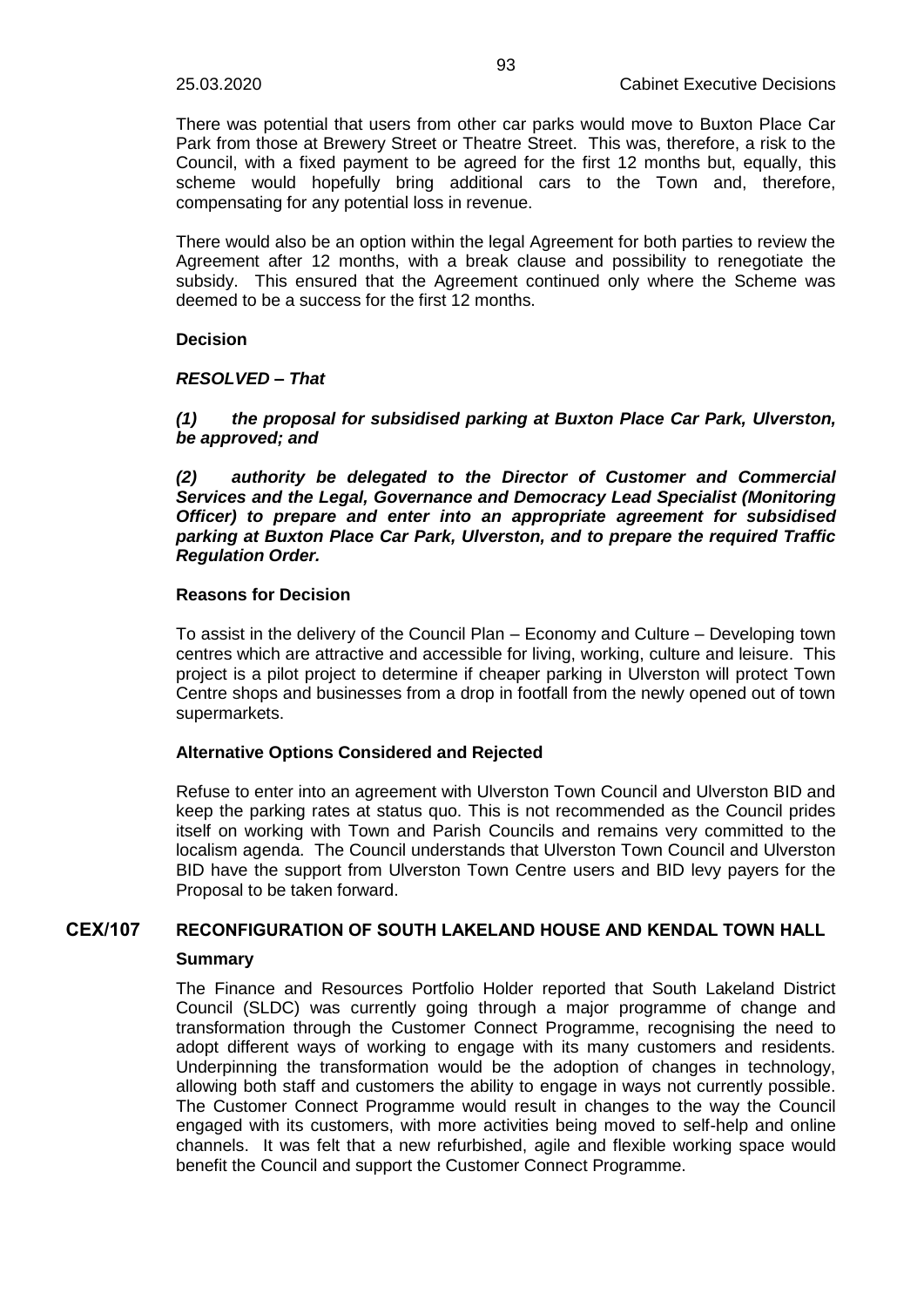There was potential that users from other car parks would move to Buxton Place Car Park from those at Brewery Street or Theatre Street. This was, therefore, a risk to the Council, with a fixed payment to be agreed for the first 12 months but, equally, this scheme would hopefully bring additional cars to the Town and, therefore, compensating for any potential loss in revenue.

There would also be an option within the legal Agreement for both parties to review the Agreement after 12 months, with a break clause and possibility to renegotiate the subsidy. This ensured that the Agreement continued only where the Scheme was deemed to be a success for the first 12 months.

**Decision**

***RESOLVED – That***

***(1) the proposal for subsidised parking at Buxton Place Car Park, Ulverston, be approved; and***

***(2) authority be delegated to the Director of Customer and Commercial Services and the Legal, Governance and Democracy Lead Specialist (Monitoring Officer) to prepare and enter into an appropriate agreement for subsidised parking at Buxton Place Car Park, Ulverston, and to prepare the required Traffic Regulation Order.***

**Reasons for Decision**

To assist in the delivery of the Council Plan – Economy and Culture – Developing town centres which are attractive and accessible for living, working, culture and leisure. This project is a pilot project to determine if cheaper parking in Ulverston will protect Town Centre shops and businesses from a drop in footfall from the newly opened out of town supermarkets.

**Alternative Options Considered and Rejected**

Refuse to enter into an agreement with Ulverston Town Council and Ulverston BID and keep the parking rates at status quo. This is not recommended as the Council prides itself on working with Town and Parish Councils and remains very committed to the localism agenda. The Council understands that Ulverston Town Council and Ulverston BID have the support from Ulverston Town Centre users and BID levy payers for the Proposal to be taken forward.

## CEX/107 RECONFIGURATION OF SOUTH LAKELAND HOUSE AND KENDAL TOWN HALL

**Summary**

The Finance and Resources Portfolio Holder reported that South Lakeland District Council (SLDC) was currently going through a major programme of change and transformation through the Customer Connect Programme, recognising the need to adopt different ways of working to engage with its many customers and residents. Underpinning the transformation would be the adoption of changes in technology, allowing both staff and customers the ability to engage in ways not currently possible. The Customer Connect Programme would result in changes to the way the Council engaged with its customers, with more activities being moved to self-help and online channels. It was felt that a new refurbished, agile and flexible working space would benefit the Council and support the Customer Connect Programme.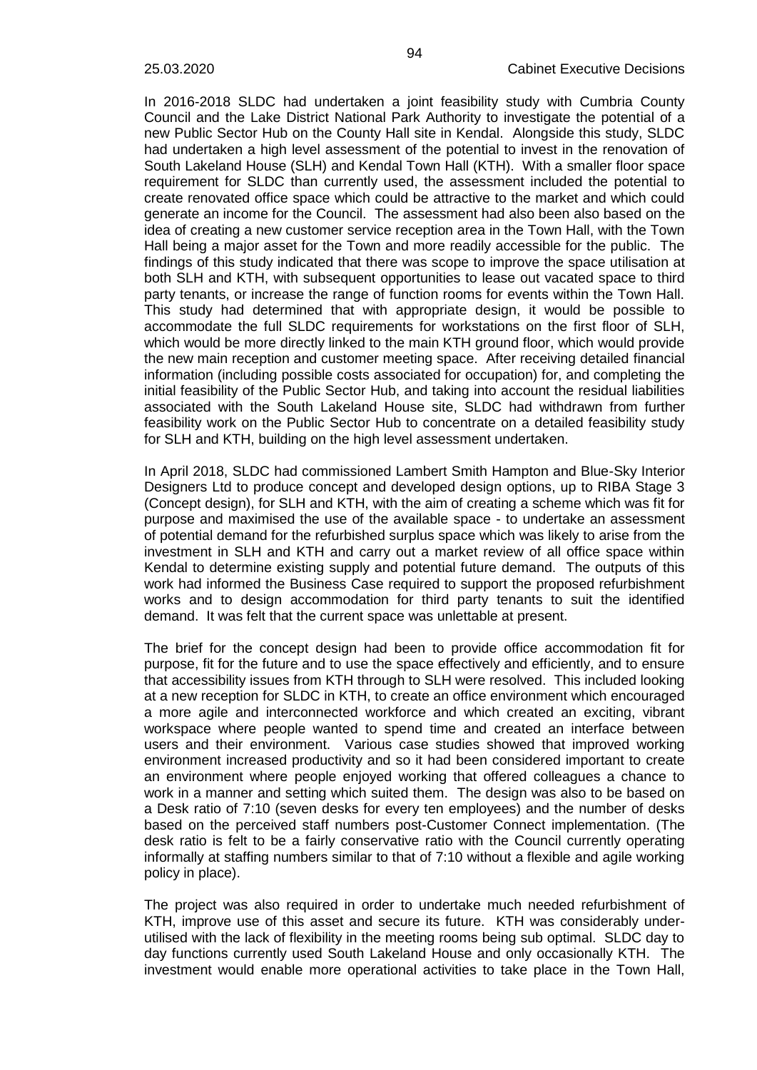In 2016-2018 SLDC had undertaken a joint feasibility study with Cumbria County Council and the Lake District National Park Authority to investigate the potential of a new Public Sector Hub on the County Hall site in Kendal. Alongside this study, SLDC had undertaken a high level assessment of the potential to invest in the renovation of South Lakeland House (SLH) and Kendal Town Hall (KTH). With a smaller floor space requirement for SLDC than currently used, the assessment included the potential to create renovated office space which could be attractive to the market and which could generate an income for the Council. The assessment had also been also based on the idea of creating a new customer service reception area in the Town Hall, with the Town Hall being a major asset for the Town and more readily accessible for the public. The findings of this study indicated that there was scope to improve the space utilisation at both SLH and KTH, with subsequent opportunities to lease out vacated space to third party tenants, or increase the range of function rooms for events within the Town Hall. This study had determined that with appropriate design, it would be possible to accommodate the full SLDC requirements for workstations on the first floor of SLH, which would be more directly linked to the main KTH ground floor, which would provide the new main reception and customer meeting space. After receiving detailed financial information (including possible costs associated for occupation) for, and completing the initial feasibility of the Public Sector Hub, and taking into account the residual liabilities associated with the South Lakeland House site, SLDC had withdrawn from further feasibility work on the Public Sector Hub to concentrate on a detailed feasibility study for SLH and KTH, building on the high level assessment undertaken.

In April 2018, SLDC had commissioned Lambert Smith Hampton and Blue-Sky Interior Designers Ltd to produce concept and developed design options, up to RIBA Stage 3 (Concept design), for SLH and KTH, with the aim of creating a scheme which was fit for purpose and maximised the use of the available space - to undertake an assessment of potential demand for the refurbished surplus space which was likely to arise from the investment in SLH and KTH and carry out a market review of all office space within Kendal to determine existing supply and potential future demand. The outputs of this work had informed the Business Case required to support the proposed refurbishment works and to design accommodation for third party tenants to suit the identified demand. It was felt that the current space was unlettable at present.

The brief for the concept design had been to provide office accommodation fit for purpose, fit for the future and to use the space effectively and efficiently, and to ensure that accessibility issues from KTH through to SLH were resolved. This included looking at a new reception for SLDC in KTH, to create an office environment which encouraged a more agile and interconnected workforce and which created an exciting, vibrant workspace where people wanted to spend time and created an interface between users and their environment. Various case studies showed that improved working environment increased productivity and so it had been considered important to create an environment where people enjoyed working that offered colleagues a chance to work in a manner and setting which suited them. The design was also to be based on a Desk ratio of 7:10 (seven desks for every ten employees) and the number of desks based on the perceived staff numbers post-Customer Connect implementation. (The desk ratio is felt to be a fairly conservative ratio with the Council currently operating informally at staffing numbers similar to that of 7:10 without a flexible and agile working policy in place).

The project was also required in order to undertake much needed refurbishment of KTH, improve use of this asset and secure its future. KTH was considerably under-utilised with the lack of flexibility in the meeting rooms being sub optimal. SLDC day to day functions currently used South Lakeland House and only occasionally KTH. The investment would enable more operational activities to take place in the Town Hall,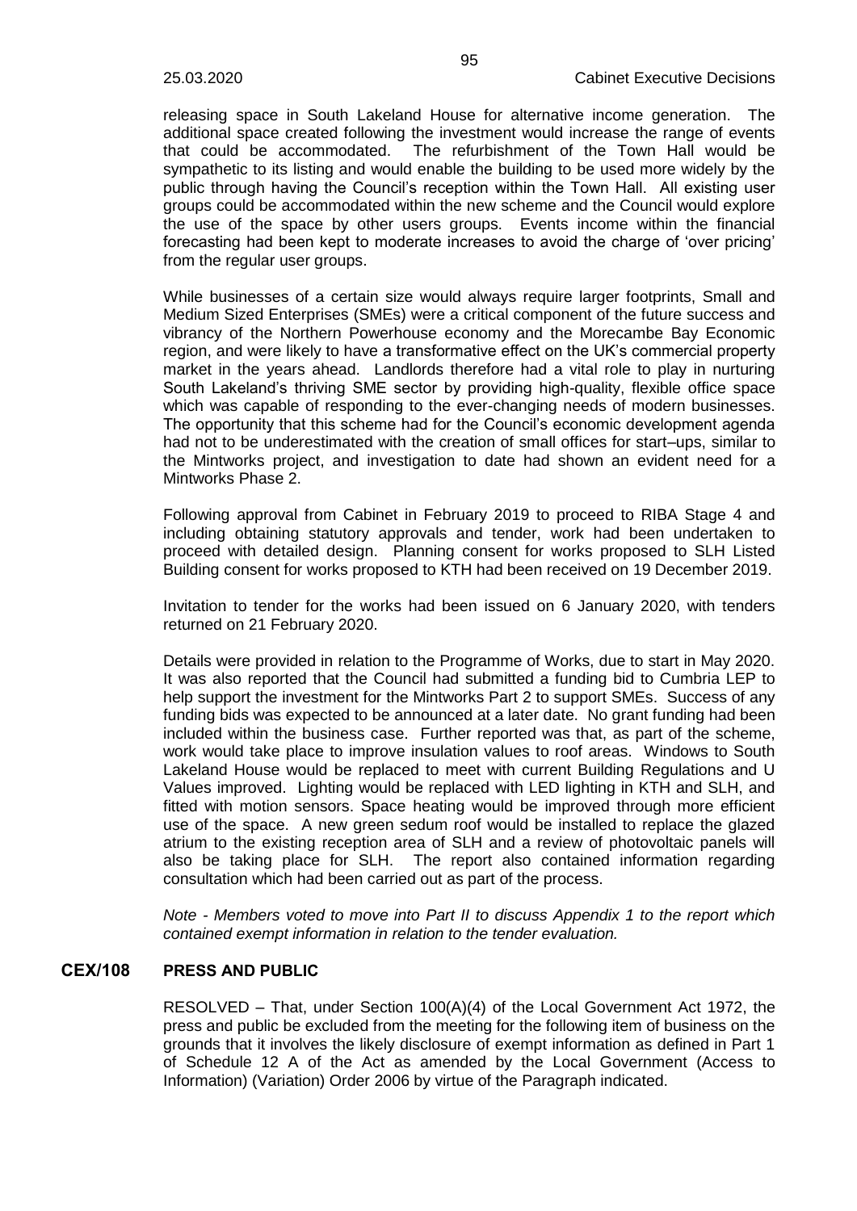releasing space in South Lakeland House for alternative income generation. The additional space created following the investment would increase the range of events that could be accommodated. The refurbishment of the Town Hall would be sympathetic to its listing and would enable the building to be used more widely by the public through having the Council's reception within the Town Hall. All existing user groups could be accommodated within the new scheme and the Council would explore the use of the space by other users groups. Events income within the financial forecasting had been kept to moderate increases to avoid the charge of 'over pricing' from the regular user groups.

While businesses of a certain size would always require larger footprints, Small and Medium Sized Enterprises (SMEs) were a critical component of the future success and vibrancy of the Northern Powerhouse economy and the Morecambe Bay Economic region, and were likely to have a transformative effect on the UK's commercial property market in the years ahead. Landlords therefore had a vital role to play in nurturing South Lakeland's thriving SME sector by providing high-quality, flexible office space which was capable of responding to the ever-changing needs of modern businesses. The opportunity that this scheme had for the Council's economic development agenda had not to be underestimated with the creation of small offices for start–ups, similar to the Mintworks project, and investigation to date had shown an evident need for a Mintworks Phase 2.

Following approval from Cabinet in February 2019 to proceed to RIBA Stage 4 and including obtaining statutory approvals and tender, work had been undertaken to proceed with detailed design. Planning consent for works proposed to SLH Listed Building consent for works proposed to KTH had been received on 19 December 2019.

Invitation to tender for the works had been issued on 6 January 2020, with tenders returned on 21 February 2020.

Details were provided in relation to the Programme of Works, due to start in May 2020. It was also reported that the Council had submitted a funding bid to Cumbria LEP to help support the investment for the Mintworks Part 2 to support SMEs. Success of any funding bids was expected to be announced at a later date. No grant funding had been included within the business case. Further reported was that, as part of the scheme, work would take place to improve insulation values to roof areas. Windows to South Lakeland House would be replaced to meet with current Building Regulations and U Values improved. Lighting would be replaced with LED lighting in KTH and SLH, and fitted with motion sensors. Space heating would be improved through more efficient use of the space. A new green sedum roof would be installed to replace the glazed atrium to the existing reception area of SLH and a review of photovoltaic panels will also be taking place for SLH. The report also contained information regarding consultation which had been carried out as part of the process.

*Note - Members voted to move into Part II to discuss Appendix 1 to the report which contained exempt information in relation to the tender evaluation.*

## CEX/108 PRESS AND PUBLIC

RESOLVED – That, under Section 100(A)(4) of the Local Government Act 1972, the press and public be excluded from the meeting for the following item of business on the grounds that it involves the likely disclosure of exempt information as defined in Part 1 of Schedule 12 A of the Act as amended by the Local Government (Access to Information) (Variation) Order 2006 by virtue of the Paragraph indicated.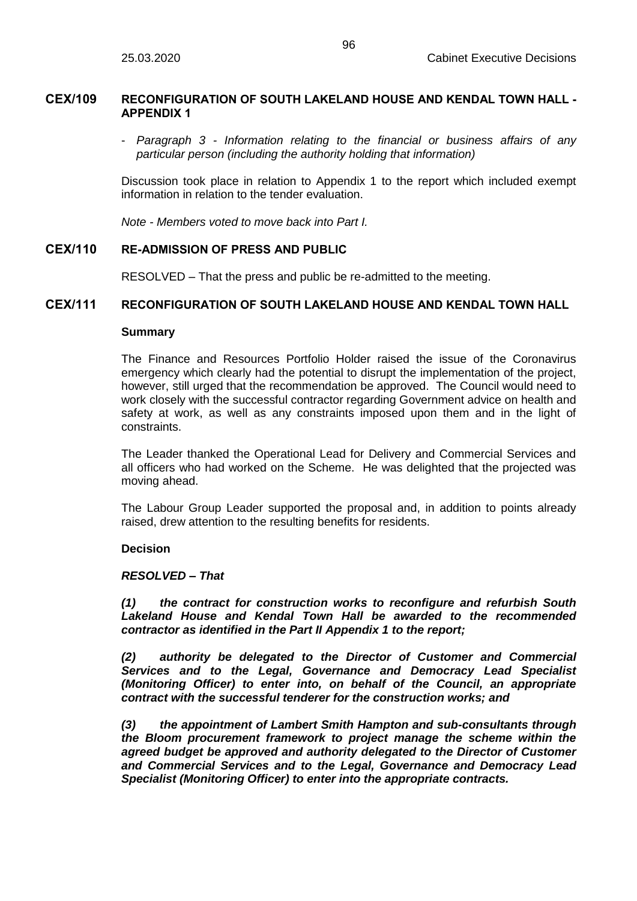## CEX/109 RECONFIGURATION OF SOUTH LAKELAND HOUSE AND KENDAL TOWN HALL - APPENDIX 1

- *Paragraph 3 - Information relating to the financial or business affairs of any particular person (including the authority holding that information)*

Discussion took place in relation to Appendix 1 to the report which included exempt information in relation to the tender evaluation.

*Note - Members voted to move back into Part I.*

## CEX/110 RE-ADMISSION OF PRESS AND PUBLIC

RESOLVED – That the press and public be re-admitted to the meeting.

## CEX/111 RECONFIGURATION OF SOUTH LAKELAND HOUSE AND KENDAL TOWN HALL

**Summary**

The Finance and Resources Portfolio Holder raised the issue of the Coronavirus emergency which clearly had the potential to disrupt the implementation of the project, however, still urged that the recommendation be approved. The Council would need to work closely with the successful contractor regarding Government advice on health and safety at work, as well as any constraints imposed upon them and in the light of constraints.

The Leader thanked the Operational Lead for Delivery and Commercial Services and all officers who had worked on the Scheme. He was delighted that the projected was moving ahead.

The Labour Group Leader supported the proposal and, in addition to points already raised, drew attention to the resulting benefits for residents.

**Decision**

***RESOLVED – That***

***(1) the contract for construction works to reconfigure and refurbish South Lakeland House and Kendal Town Hall be awarded to the recommended contractor as identified in the Part II Appendix 1 to the report;***

***(2) authority be delegated to the Director of Customer and Commercial Services and to the Legal, Governance and Democracy Lead Specialist (Monitoring Officer) to enter into, on behalf of the Council, an appropriate contract with the successful tenderer for the construction works; and***

***(3) the appointment of Lambert Smith Hampton and sub-consultants through the Bloom procurement framework to project manage the scheme within the agreed budget be approved and authority delegated to the Director of Customer and Commercial Services and to the Legal, Governance and Democracy Lead Specialist (Monitoring Officer) to enter into the appropriate contracts.***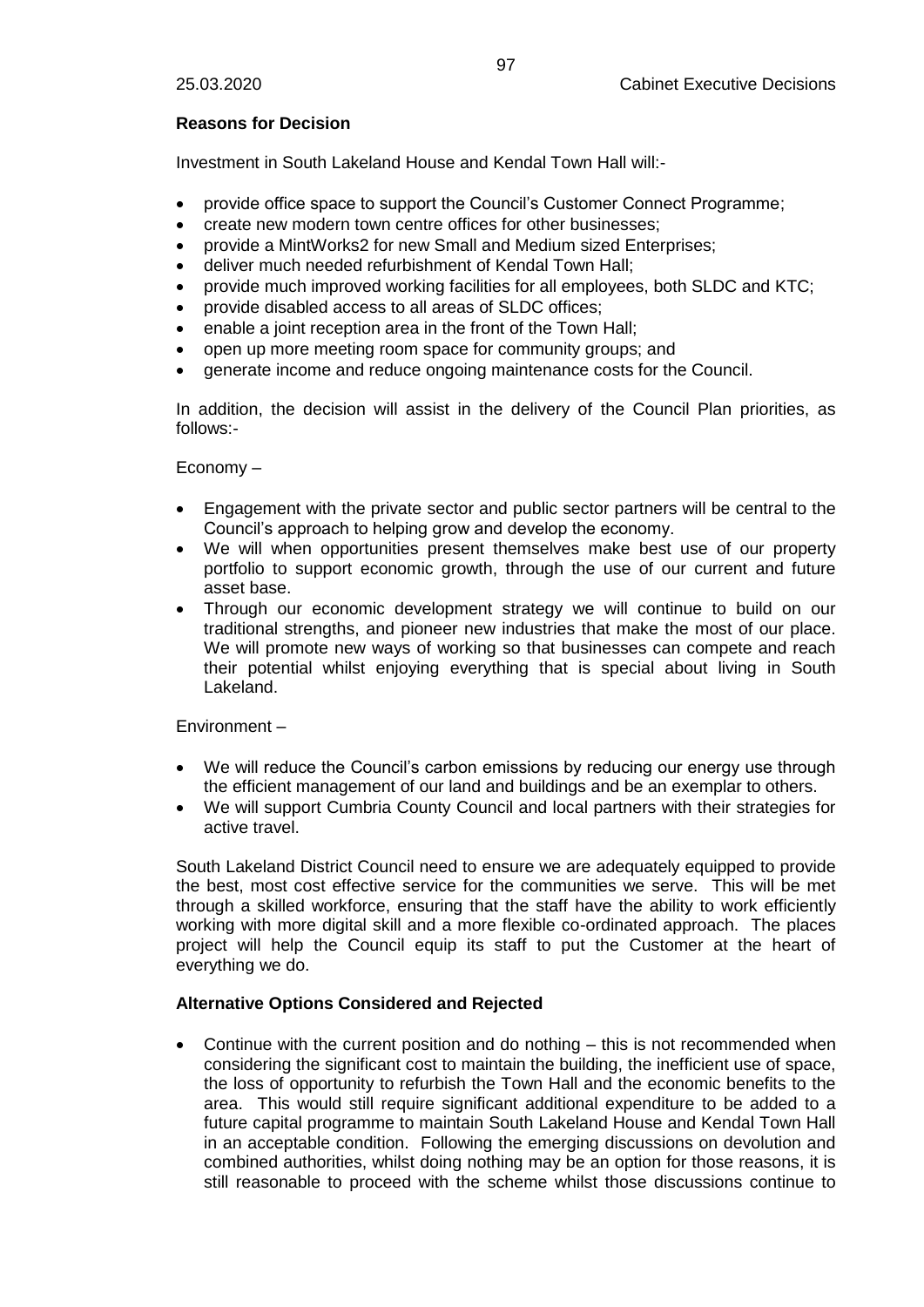**Reasons for Decision**

Investment in South Lakeland House and Kendal Town Hall will:-

- provide office space to support the Council's Customer Connect Programme;
- create new modern town centre offices for other businesses;
- provide a MintWorks2 for new Small and Medium sized Enterprises;
- deliver much needed refurbishment of Kendal Town Hall;
- provide much improved working facilities for all employees, both SLDC and KTC;
- provide disabled access to all areas of SLDC offices;
- enable a joint reception area in the front of the Town Hall;
- open up more meeting room space for community groups; and
- generate income and reduce ongoing maintenance costs for the Council.

In addition, the decision will assist in the delivery of the Council Plan priorities, as follows:-

Economy –

- Engagement with the private sector and public sector partners will be central to the Council's approach to helping grow and develop the economy.
- We will when opportunities present themselves make best use of our property portfolio to support economic growth, through the use of our current and future asset base.
- Through our economic development strategy we will continue to build on our traditional strengths, and pioneer new industries that make the most of our place. We will promote new ways of working so that businesses can compete and reach their potential whilst enjoying everything that is special about living in South Lakeland.

Environment –

- We will reduce the Council's carbon emissions by reducing our energy use through the efficient management of our land and buildings and be an exemplar to others.
- We will support Cumbria County Council and local partners with their strategies for active travel.

South Lakeland District Council need to ensure we are adequately equipped to provide the best, most cost effective service for the communities we serve. This will be met through a skilled workforce, ensuring that the staff have the ability to work efficiently working with more digital skill and a more flexible co-ordinated approach. The places project will help the Council equip its staff to put the Customer at the heart of everything we do.

**Alternative Options Considered and Rejected**

- Continue with the current position and do nothing – this is not recommended when considering the significant cost to maintain the building, the inefficient use of space, the loss of opportunity to refurbish the Town Hall and the economic benefits to the area. This would still require significant additional expenditure to be added to a future capital programme to maintain South Lakeland House and Kendal Town Hall in an acceptable condition. Following the emerging discussions on devolution and combined authorities, whilst doing nothing may be an option for those reasons, it is still reasonable to proceed with the scheme whilst those discussions continue to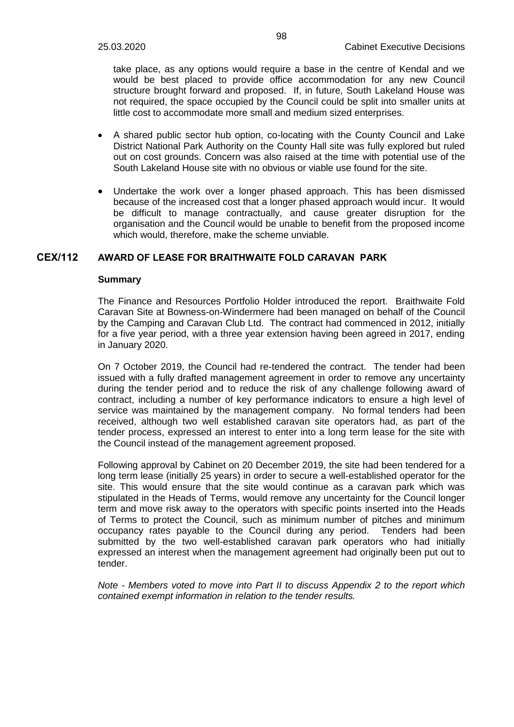take place, as any options would require a base in the centre of Kendal and we would be best placed to provide office accommodation for any new Council structure brought forward and proposed. If, in future, South Lakeland House was not required, the space occupied by the Council could be split into smaller units at little cost to accommodate more small and medium sized enterprises.

- A shared public sector hub option, co-locating with the County Council and Lake District National Park Authority on the County Hall site was fully explored but ruled out on cost grounds. Concern was also raised at the time with potential use of the South Lakeland House site with no obvious or viable use found for the site.
- Undertake the work over a longer phased approach. This has been dismissed because of the increased cost that a longer phased approach would incur. It would be difficult to manage contractually, and cause greater disruption for the organisation and the Council would be unable to benefit from the proposed income which would, therefore, make the scheme unviable.

## CEX/112 AWARD OF LEASE FOR BRAITHWAITE FOLD CARAVAN PARK

**Summary**

The Finance and Resources Portfolio Holder introduced the report. Braithwaite Fold Caravan Site at Bowness-on-Windermere had been managed on behalf of the Council by the Camping and Caravan Club Ltd. The contract had commenced in 2012, initially for a five year period, with a three year extension having been agreed in 2017, ending in January 2020.

On 7 October 2019, the Council had re-tendered the contract. The tender had been issued with a fully drafted management agreement in order to remove any uncertainty during the tender period and to reduce the risk of any challenge following award of contract, including a number of key performance indicators to ensure a high level of service was maintained by the management company. No formal tenders had been received, although two well established caravan site operators had, as part of the tender process, expressed an interest to enter into a long term lease for the site with the Council instead of the management agreement proposed.

Following approval by Cabinet on 20 December 2019, the site had been tendered for a long term lease (initially 25 years) in order to secure a well-established operator for the site. This would ensure that the site would continue as a caravan park which was stipulated in the Heads of Terms, would remove any uncertainty for the Council longer term and move risk away to the operators with specific points inserted into the Heads of Terms to protect the Council, such as minimum number of pitches and minimum occupancy rates payable to the Council during any period. Tenders had been submitted by the two well-established caravan park operators who had initially expressed an interest when the management agreement had originally been put out to tender.

*Note - Members voted to move into Part II to discuss Appendix 2 to the report which contained exempt information in relation to the tender results.*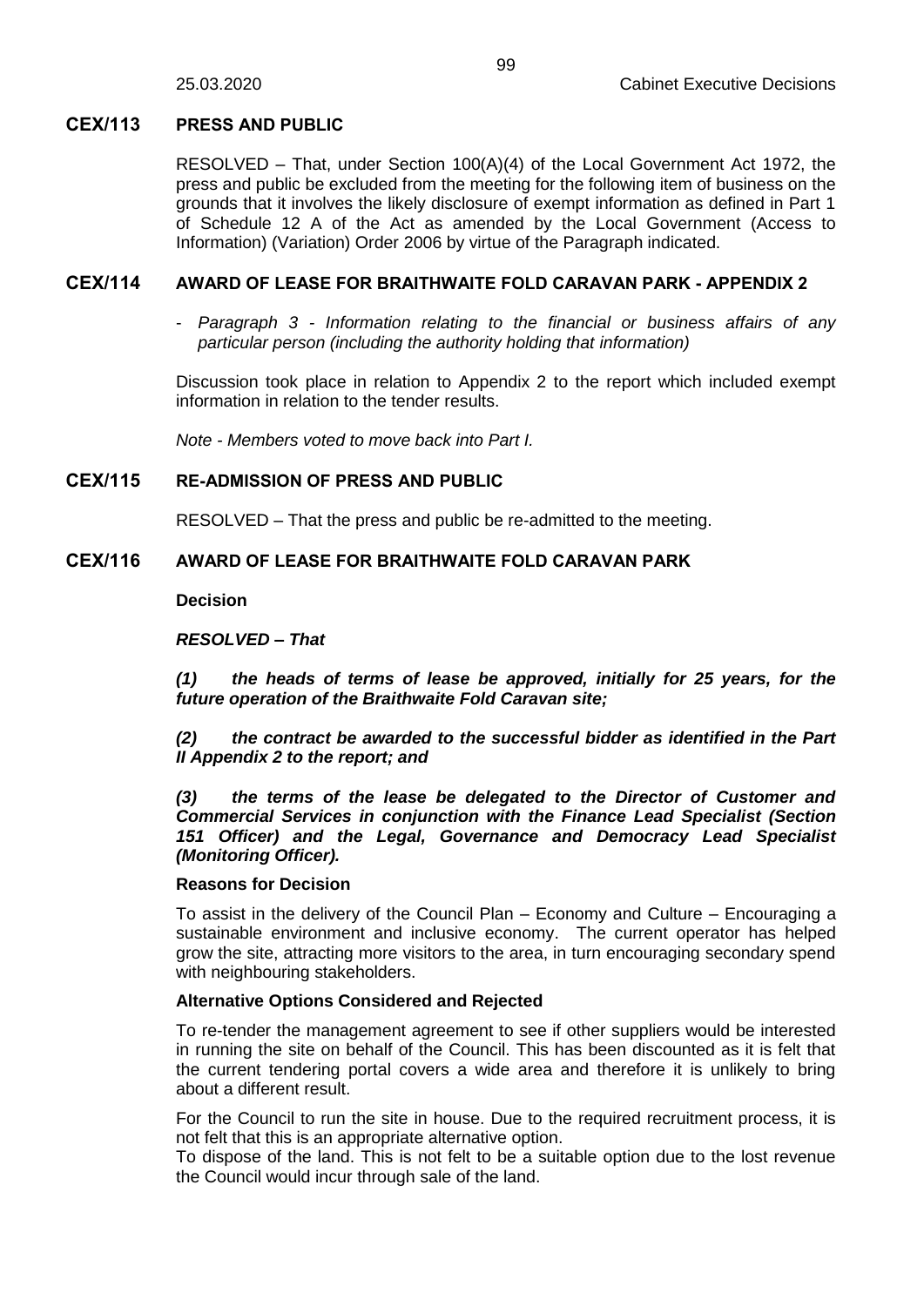## CEX/113 PRESS AND PUBLIC

RESOLVED – That, under Section 100(A)(4) of the Local Government Act 1972, the press and public be excluded from the meeting for the following item of business on the grounds that it involves the likely disclosure of exempt information as defined in Part 1 of Schedule 12 A of the Act as amended by the Local Government (Access to Information) (Variation) Order 2006 by virtue of the Paragraph indicated.

## CEX/114 AWARD OF LEASE FOR BRAITHWAITE FOLD CARAVAN PARK - APPENDIX 2

- *Paragraph 3 - Information relating to the financial or business affairs of any particular person (including the authority holding that information)*

Discussion took place in relation to Appendix 2 to the report which included exempt information in relation to the tender results.

*Note - Members voted to move back into Part I.*

## CEX/115 RE-ADMISSION OF PRESS AND PUBLIC

RESOLVED – That the press and public be re-admitted to the meeting.

## CEX/116 AWARD OF LEASE FOR BRAITHWAITE FOLD CARAVAN PARK

**Decision**

***RESOLVED – That***

***(1) the heads of terms of lease be approved, initially for 25 years, for the future operation of the Braithwaite Fold Caravan site;***

***(2) the contract be awarded to the successful bidder as identified in the Part II Appendix 2 to the report; and***

***(3) the terms of the lease be delegated to the Director of Customer and Commercial Services in conjunction with the Finance Lead Specialist (Section 151 Officer) and the Legal, Governance and Democracy Lead Specialist (Monitoring Officer).***

**Reasons for Decision**

To assist in the delivery of the Council Plan – Economy and Culture – Encouraging a sustainable environment and inclusive economy. The current operator has helped grow the site, attracting more visitors to the area, in turn encouraging secondary spend with neighbouring stakeholders.

**Alternative Options Considered and Rejected**

To re-tender the management agreement to see if other suppliers would be interested in running the site on behalf of the Council. This has been discounted as it is felt that the current tendering portal covers a wide area and therefore it is unlikely to bring about a different result.

For the Council to run the site in house. Due to the required recruitment process, it is not felt that this is an appropriate alternative option.

To dispose of the land. This is not felt to be a suitable option due to the lost revenue the Council would incur through sale of the land.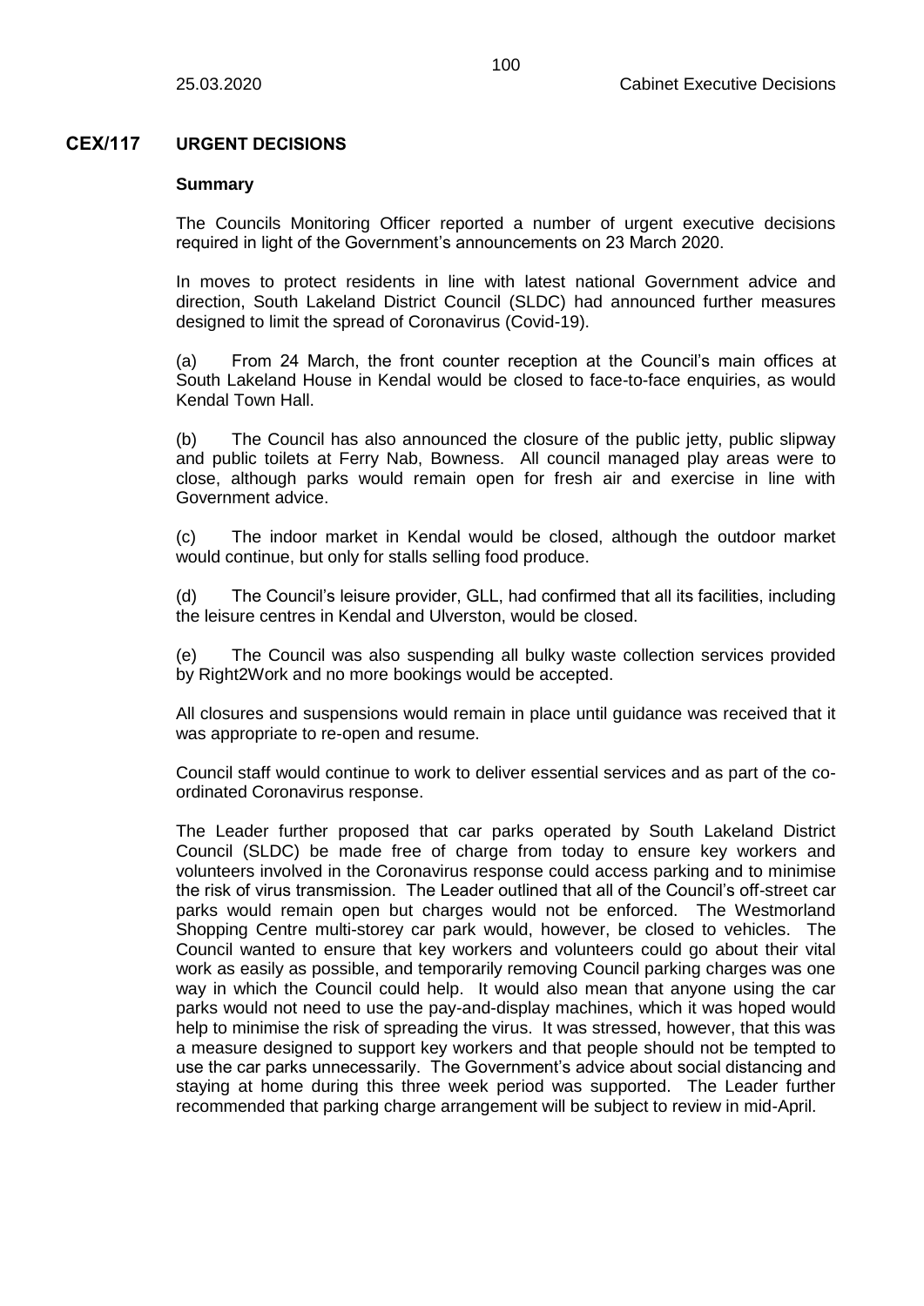## CEX/117 URGENT DECISIONS

### Summary

The Councils Monitoring Officer reported a number of urgent executive decisions required in light of the Government's announcements on 23 March 2020.

In moves to protect residents in line with latest national Government advice and direction, South Lakeland District Council (SLDC) had announced further measures designed to limit the spread of Coronavirus (Covid-19).

(a) From 24 March, the front counter reception at the Council's main offices at South Lakeland House in Kendal would be closed to face-to-face enquiries, as would Kendal Town Hall.

(b) The Council has also announced the closure of the public jetty, public slipway and public toilets at Ferry Nab, Bowness. All council managed play areas were to close, although parks would remain open for fresh air and exercise in line with Government advice.

(c) The indoor market in Kendal would be closed, although the outdoor market would continue, but only for stalls selling food produce.

(d) The Council's leisure provider, GLL, had confirmed that all its facilities, including the leisure centres in Kendal and Ulverston, would be closed.

(e) The Council was also suspending all bulky waste collection services provided by Right2Work and no more bookings would be accepted.

All closures and suspensions would remain in place until guidance was received that it was appropriate to re-open and resume.

Council staff would continue to work to deliver essential services and as part of the co-ordinated Coronavirus response.

The Leader further proposed that car parks operated by South Lakeland District Council (SLDC) be made free of charge from today to ensure key workers and volunteers involved in the Coronavirus response could access parking and to minimise the risk of virus transmission. The Leader outlined that all of the Council's off-street car parks would remain open but charges would not be enforced. The Westmorland Shopping Centre multi-storey car park would, however, be closed to vehicles. The Council wanted to ensure that key workers and volunteers could go about their vital work as easily as possible, and temporarily removing Council parking charges was one way in which the Council could help. It would also mean that anyone using the car parks would not need to use the pay-and-display machines, which it was hoped would help to minimise the risk of spreading the virus. It was stressed, however, that this was a measure designed to support key workers and that people should not be tempted to use the car parks unnecessarily. The Government's advice about social distancing and staying at home during this three week period was supported. The Leader further recommended that parking charge arrangement will be subject to review in mid-April.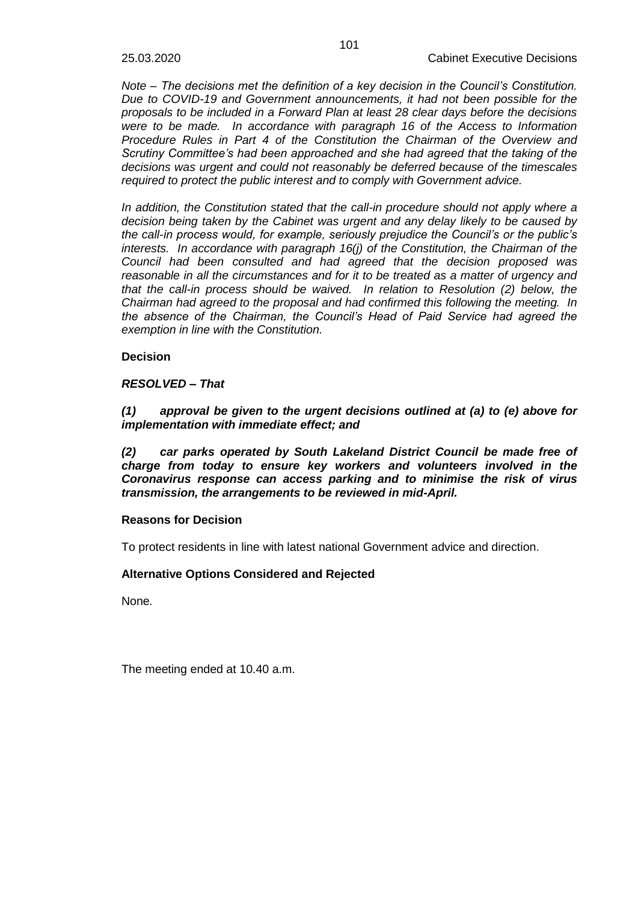*Note – The decisions met the definition of a key decision in the Council's Constitution. Due to COVID-19 and Government announcements, it had not been possible for the proposals to be included in a Forward Plan at least 28 clear days before the decisions were to be made. In accordance with paragraph 16 of the Access to Information Procedure Rules in Part 4 of the Constitution the Chairman of the Overview and Scrutiny Committee's had been approached and she had agreed that the taking of the decisions was urgent and could not reasonably be deferred because of the timescales required to protect the public interest and to comply with Government advice.*

*In addition, the Constitution stated that the call-in procedure should not apply where a decision being taken by the Cabinet was urgent and any delay likely to be caused by the call-in process would, for example, seriously prejudice the Council's or the public's interests. In accordance with paragraph 16(j) of the Constitution, the Chairman of the Council had been consulted and had agreed that the decision proposed was reasonable in all the circumstances and for it to be treated as a matter of urgency and that the call-in process should be waived. In relation to Resolution (2) below, the Chairman had agreed to the proposal and had confirmed this following the meeting. In the absence of the Chairman, the Council's Head of Paid Service had agreed the exemption in line with the Constitution.*

**Decision**

***RESOLVED – That***

***(1) approval be given to the urgent decisions outlined at (a) to (e) above for implementation with immediate effect; and***

***(2) car parks operated by South Lakeland District Council be made free of charge from today to ensure key workers and volunteers involved in the Coronavirus response can access parking and to minimise the risk of virus transmission, the arrangements to be reviewed in mid-April.***

**Reasons for Decision**

To protect residents in line with latest national Government advice and direction.

**Alternative Options Considered and Rejected**

None.

The meeting ended at 10.40 a.m.